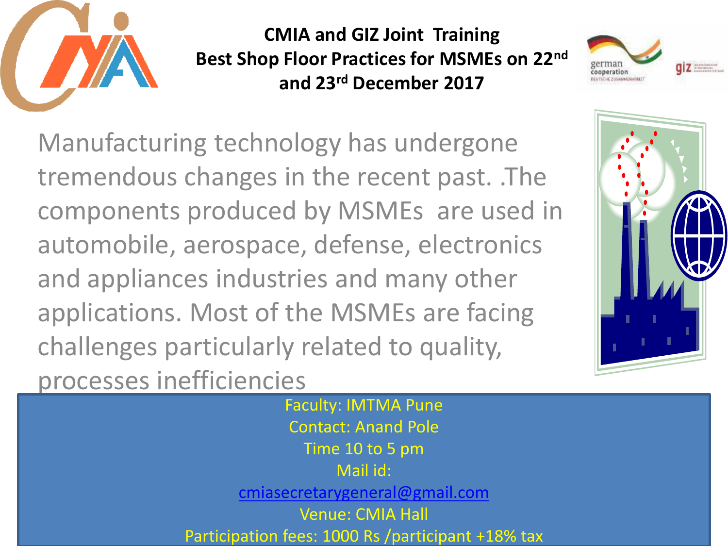# CMIA and GIZ Joint Training Best Shop Floor Practices for MSMEs on 22nd and 23rd December 2017

Manufacturing technology has undergone tremendous changes in the recent past. .The components produced by MSMEs are used in automobile, aerospace, defense, electronics and appliances industries and many other applications. Most of the MSMEs are facing challenges particularly related to quality, processes inefficiencies

Faculty: IMTMA Pune
Contact: Anand Pole
Time 10 to 5 pm
Mail id:
cmiasecretarygeneral@gmail.com
Venue: CMIA Hall
Participation fees: 1000 Rs /participant +18% tax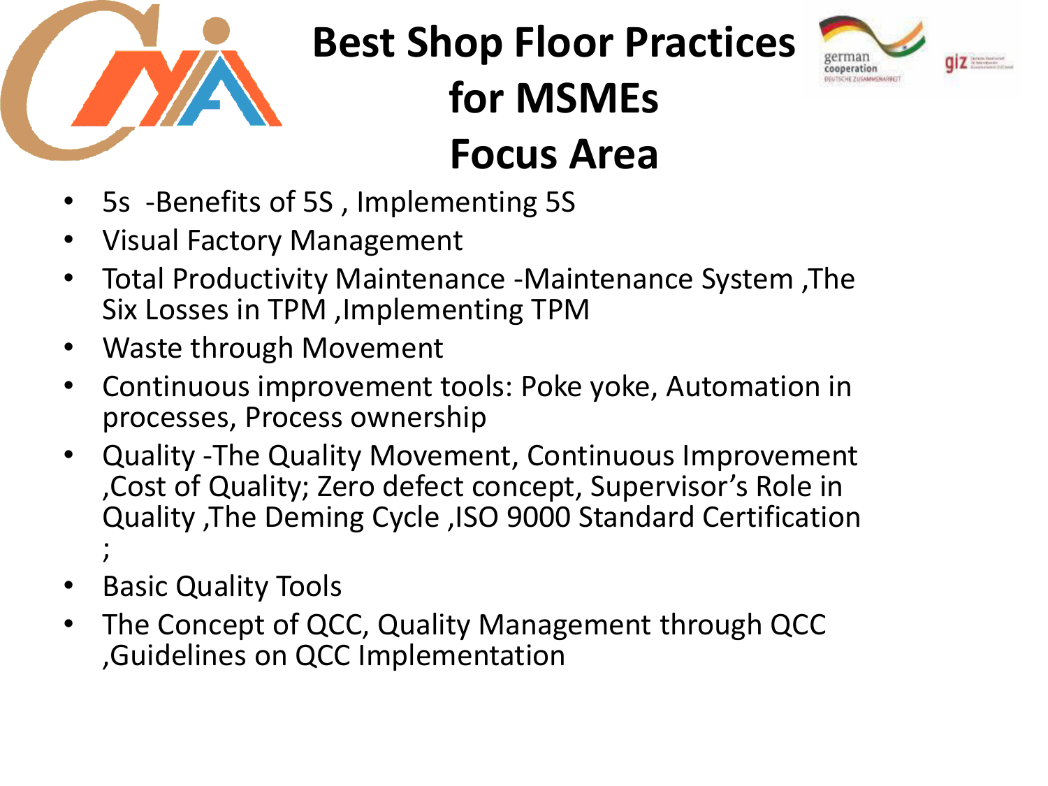# Best Shop Floor Practices for MSMEs Focus Area

- 5s -Benefits of 5S , Implementing 5S
- Visual Factory Management
- Total Productivity Maintenance -Maintenance System ,The Six Losses in TPM ,Implementing TPM
- Waste through Movement
- Continuous improvement tools: Poke yoke, Automation in processes, Process ownership
- Quality -The Quality Movement, Continuous Improvement ,Cost of Quality; Zero defect concept, Supervisor's Role in Quality ,The Deming Cycle ,ISO 9000 Standard Certification ;
- Basic Quality Tools
- The Concept of QCC, Quality Management through QCC ,Guidelines on QCC Implementation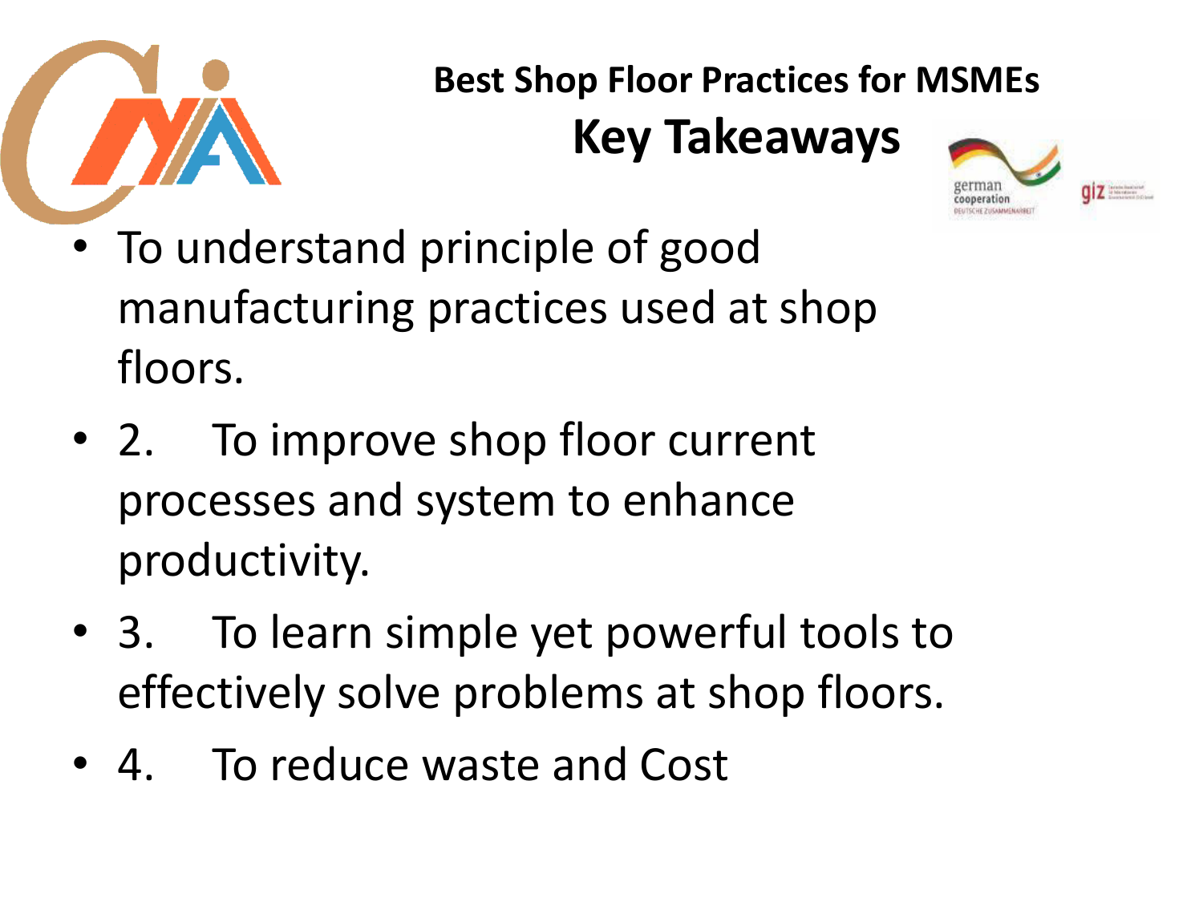**Best Shop Floor Practices for MSMEs**

## Key Takeaways

- To understand principle of good manufacturing practices used at shop floors.
- 2. To improve shop floor current processes and system to enhance productivity.
- 3. To learn simple yet powerful tools to effectively solve problems at shop floors.
- 4. To reduce waste and Cost